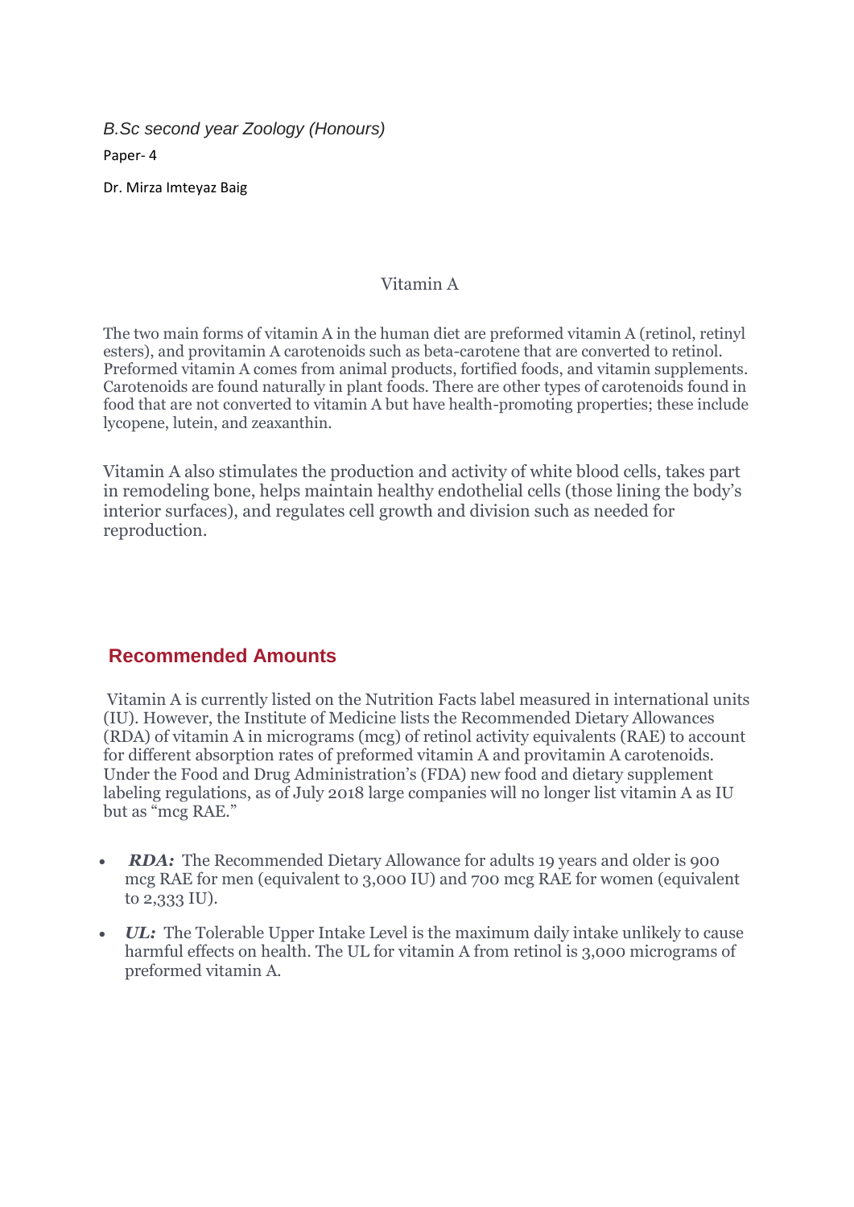*B.Sc second year Zoology (Honours)*

Paper- 4

Dr. Mirza Imteyaz Baig

# Vitamin A

The two main forms of vitamin A in the human diet are preformed vitamin A (retinol, retinyl esters), and provitamin A carotenoids such as beta-carotene that are converted to retinol. Preformed vitamin A comes from animal products, fortified foods, and vitamin supplements. Carotenoids are found naturally in plant foods. There are other types of carotenoids found in food that are not converted to vitamin A but have health-promoting properties; these include lycopene, lutein, and zeaxanthin.

Vitamin A also stimulates the production and activity of white blood cells, takes part in remodeling bone, helps maintain healthy endothelial cells (those lining the body's interior surfaces), and regulates cell growth and division such as needed for reproduction.

## Recommended Amounts

Vitamin A is currently listed on the Nutrition Facts label measured in international units (IU). However, the Institute of Medicine lists the Recommended Dietary Allowances (RDA) of vitamin A in micrograms (mcg) of retinol activity equivalents (RAE) to account for different absorption rates of preformed vitamin A and provitamin A carotenoids. Under the Food and Drug Administration's (FDA) new food and dietary supplement labeling regulations, as of July 2018 large companies will no longer list vitamin A as IU but as "mcg RAE."

- ***RDA:*** The Recommended Dietary Allowance for adults 19 years and older is 900 mcg RAE for men (equivalent to 3,000 IU) and 700 mcg RAE for women (equivalent to 2,333 IU).
- ***UL:*** The Tolerable Upper Intake Level is the maximum daily intake unlikely to cause harmful effects on health. The UL for vitamin A from retinol is 3,000 micrograms of preformed vitamin A.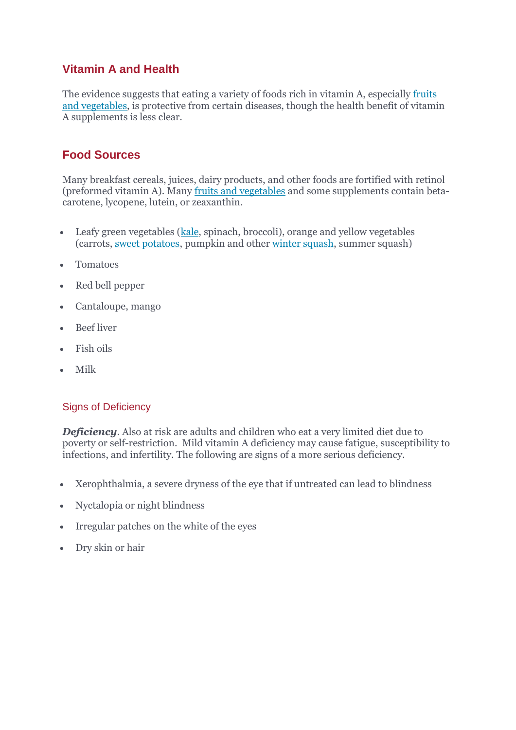## Vitamin A and Health

The evidence suggests that eating a variety of foods rich in vitamin A, especially [fruits and vegetables](), is protective from certain diseases, though the health benefit of vitamin A supplements is less clear.

## Food Sources

Many breakfast cereals, juices, dairy products, and other foods are fortified with retinol (preformed vitamin A). Many [fruits and vegetables]() and some supplements contain beta-carotene, lycopene, lutein, or zeaxanthin.

- Leafy green vegetables ([kale](), spinach, broccoli), orange and yellow vegetables (carrots, [sweet potatoes](), pumpkin and other [winter squash](), summer squash)
- Tomatoes
- Red bell pepper
- Cantaloupe, mango
- Beef liver
- Fish oils
- Milk

### Signs of Deficiency

***Deficiency***. Also at risk are adults and children who eat a very limited diet due to poverty or self-restriction. Mild vitamin A deficiency may cause fatigue, susceptibility to infections, and infertility. The following are signs of a more serious deficiency.

- Xerophthalmia, a severe dryness of the eye that if untreated can lead to blindness
- Nyctalopia or night blindness
- Irregular patches on the white of the eyes
- Dry skin or hair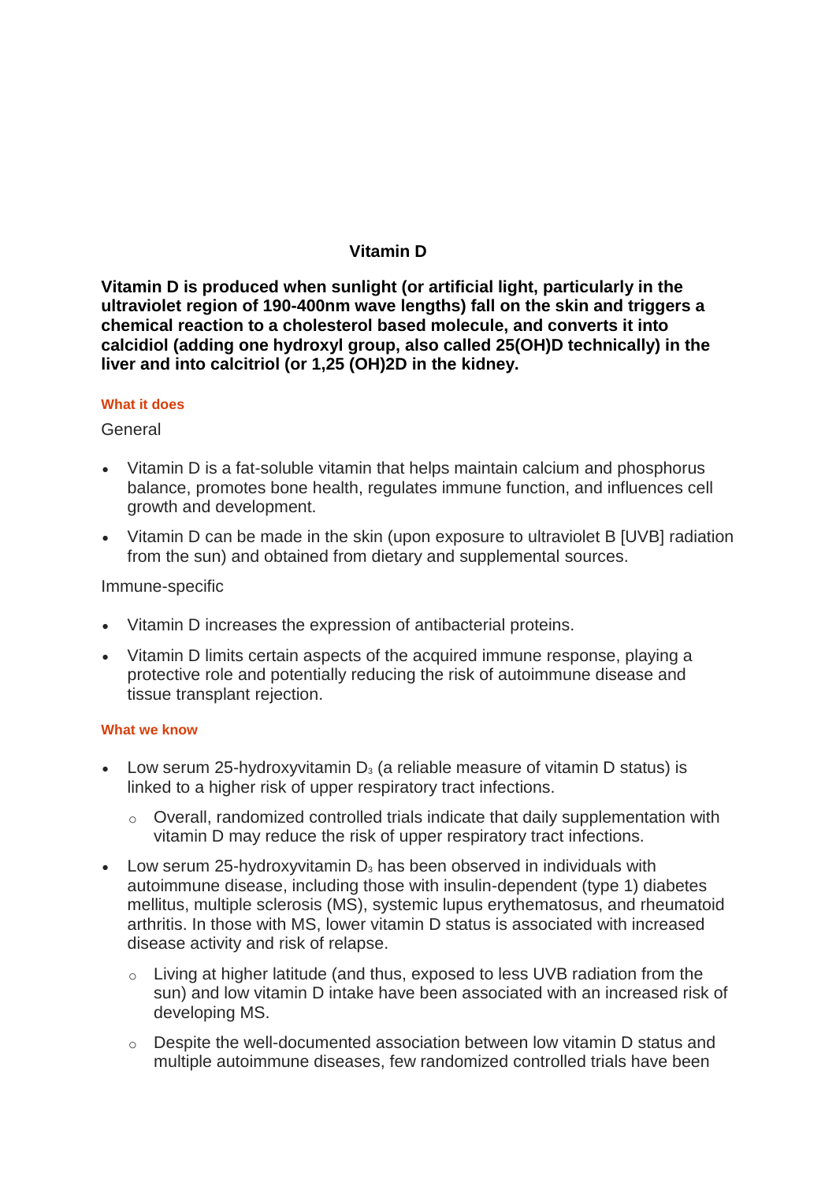## Vitamin D

**Vitamin D is produced when sunlight (or artificial light, particularly in the ultraviolet region of 190-400nm wave lengths) fall on the skin and triggers a chemical reaction to a cholesterol based molecule, and converts it into calcidiol (adding one hydroxyl group, also called 25(OH)D technically) in the liver and into calcitriol (or 1,25 (OH)2D in the kidney.**

#### What it does

General

- Vitamin D is a fat-soluble vitamin that helps maintain calcium and phosphorus balance, promotes bone health, regulates immune function, and influences cell growth and development.
- Vitamin D can be made in the skin (upon exposure to ultraviolet B [UVB] radiation from the sun) and obtained from dietary and supplemental sources.

Immune-specific

- Vitamin D increases the expression of antibacterial proteins.
- Vitamin D limits certain aspects of the acquired immune response, playing a protective role and potentially reducing the risk of autoimmune disease and tissue transplant rejection.

#### What we know

- Low serum 25-hydroxyvitamin $D_3$ (a reliable measure of vitamin D status) is linked to a higher risk of upper respiratory tract infections.
  - Overall, randomized controlled trials indicate that daily supplementation with vitamin D may reduce the risk of upper respiratory tract infections.
- Low serum 25-hydroxyvitamin $D_3$ has been observed in individuals with autoimmune disease, including those with insulin-dependent (type 1) diabetes mellitus, multiple sclerosis (MS), systemic lupus erythematosus, and rheumatoid arthritis. In those with MS, lower vitamin D status is associated with increased disease activity and risk of relapse.
  - Living at higher latitude (and thus, exposed to less UVB radiation from the sun) and low vitamin D intake have been associated with an increased risk of developing MS.
  - Despite the well-documented association between low vitamin D status and multiple autoimmune diseases, few randomized controlled trials have been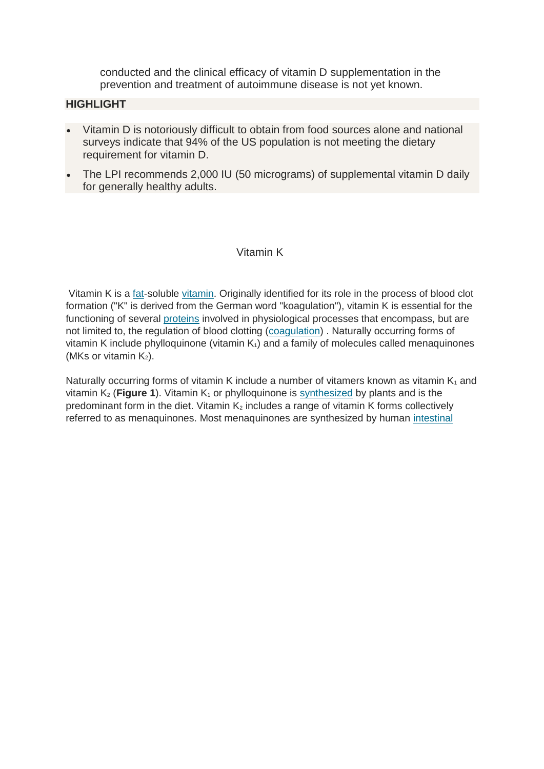conducted and the clinical efficacy of vitamin D supplementation in the prevention and treatment of autoimmune disease is not yet known.

**HIGHLIGHT**

- Vitamin D is notoriously difficult to obtain from food sources alone and national surveys indicate that 94% of the US population is not meeting the dietary requirement for vitamin D.
- The LPI recommends 2,000 IU (50 micrograms) of supplemental vitamin D daily for generally healthy adults.

## Vitamin K

Vitamin K is a fat-soluble vitamin. Originally identified for its role in the process of blood clot formation ("K" is derived from the German word "koagulation"), vitamin K is essential for the functioning of several proteins involved in physiological processes that encompass, but are not limited to, the regulation of blood clotting (coagulation) . Naturally occurring forms of vitamin K include phylloquinone (vitamin $K_1$) and a family of molecules called menaquinones (MKs or vitamin $K_2$).

Naturally occurring forms of vitamin K include a number of vitamers known as vitamin $K_1$ and vitamin $K_2$ (**Figure 1**). Vitamin $K_1$ or phylloquinone is synthesized by plants and is the predominant form in the diet. Vitamin $K_2$ includes a range of vitamin K forms collectively referred to as menaquinones. Most menaquinones are synthesized by human intestinal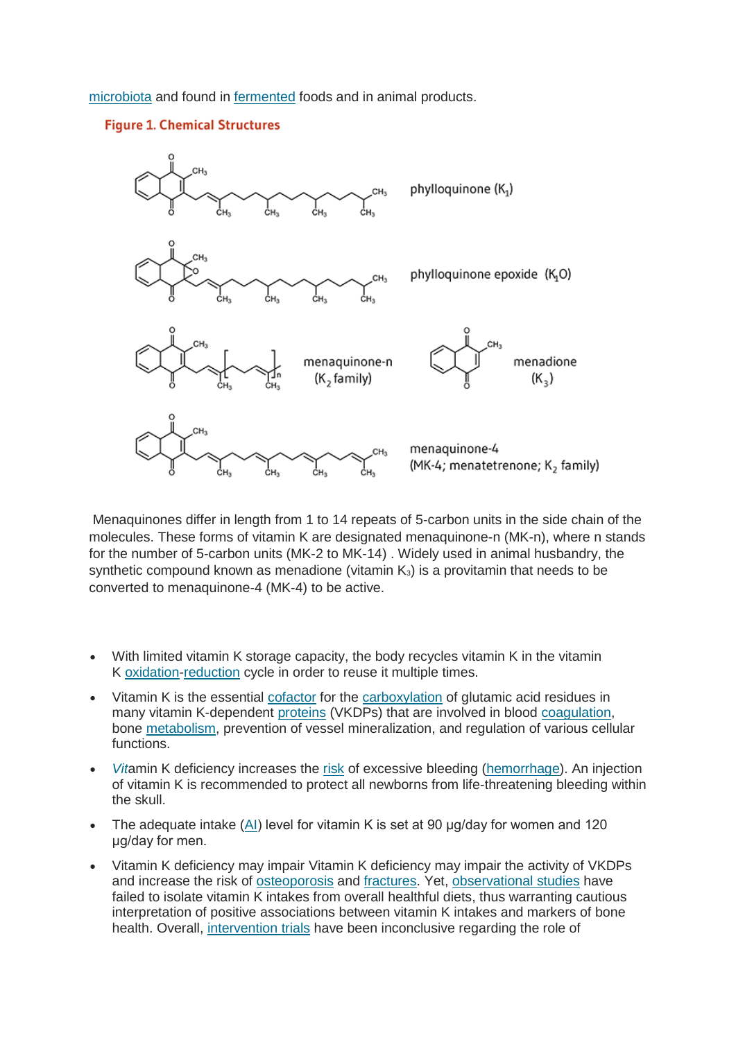microbiota and found in fermented foods and in animal products.

**Figure 1. Chemical Structures**

phylloquinone ($K_1$)

phylloquinone epoxide ($K_1O$)

menaquinone-n ($K_2$ family)

menadione ($K_3$)

menaquinone-4 (MK-4; menatetrenone; $K_2$ family)

Menaquinones differ in length from 1 to 14 repeats of 5-carbon units in the side chain of the molecules. These forms of vitamin K are designated menaquinone-n (MK-n), where n stands for the number of 5-carbon units (MK-2 to MK-14) . Widely used in animal husbandry, the synthetic compound known as menadione (vitamin $K_3$) is a provitamin that needs to be converted to menaquinone-4 (MK-4) to be active.

- With limited vitamin K storage capacity, the body recycles vitamin K in the vitamin K oxidation-reduction cycle in order to reuse it multiple times.
- Vitamin K is the essential cofactor for the carboxylation of glutamic acid residues in many vitamin K-dependent proteins (VKDPs) that are involved in blood coagulation, bone metabolism, prevention of vessel mineralization, and regulation of various cellular functions.
- *Vit*amin K deficiency increases the risk of excessive bleeding (hemorrhage). An injection of vitamin K is recommended to protect all newborns from life-threatening bleeding within the skull.
- The adequate intake (AI) level for vitamin K is set at 90 μg/day for women and 120 μg/day for men.
- Vitamin K deficiency may impair Vitamin K deficiency may impair the activity of VKDPs and increase the risk of osteoporosis and fractures. Yet, observational studies have failed to isolate vitamin K intakes from overall healthful diets, thus warranting cautious interpretation of positive associations between vitamin K intakes and markers of bone health. Overall, intervention trials have been inconclusive regarding the role of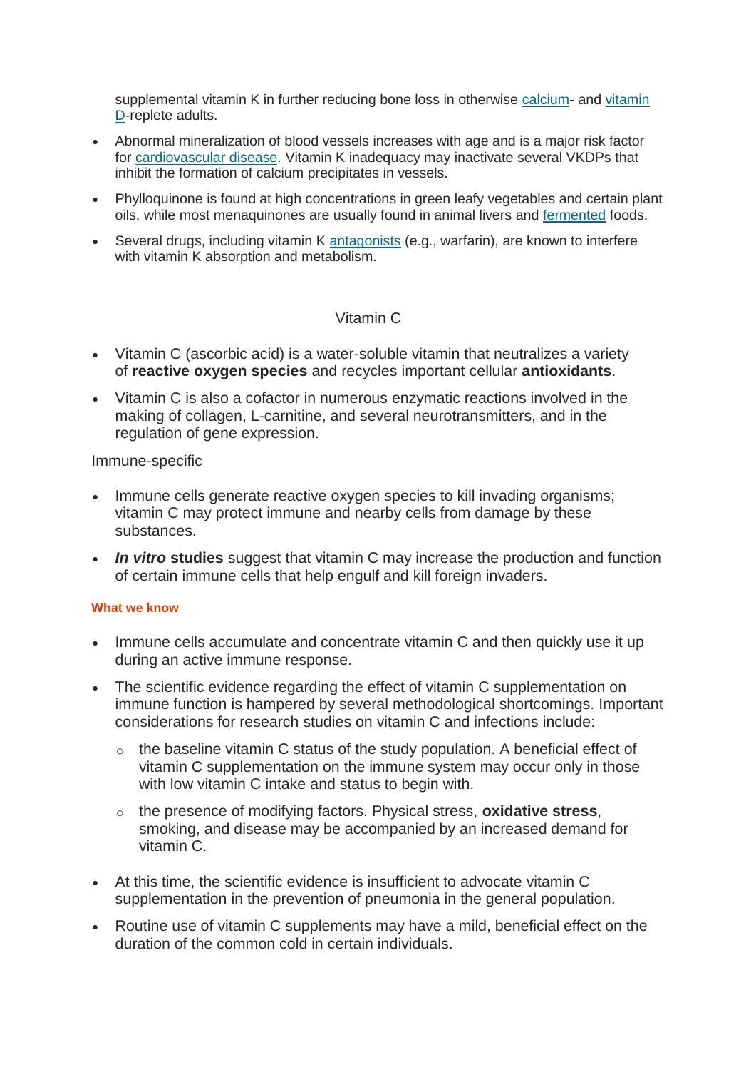supplemental vitamin K in further reducing bone loss in otherwise calcium- and vitamin D-replete adults.

- Abnormal mineralization of blood vessels increases with age and is a major risk factor for cardiovascular disease. Vitamin K inadequacy may inactivate several VKDPs that inhibit the formation of calcium precipitates in vessels.
- Phylloquinone is found at high concentrations in green leafy vegetables and certain plant oils, while most menaquinones are usually found in animal livers and fermented foods.
- Several drugs, including vitamin K antagonists (e.g., warfarin), are known to interfere with vitamin K absorption and metabolism.

## Vitamin C

- Vitamin C (ascorbic acid) is a water-soluble vitamin that neutralizes a variety of **reactive oxygen species** and recycles important cellular **antioxidants**.
- Vitamin C is also a cofactor in numerous enzymatic reactions involved in the making of collagen, L-carnitine, and several neurotransmitters, and in the regulation of gene expression.

Immune-specific

- Immune cells generate reactive oxygen species to kill invading organisms; vitamin C may protect immune and nearby cells from damage by these substances.
- ***In vitro* studies** suggest that vitamin C may increase the production and function of certain immune cells that help engulf and kill foreign invaders.

#### What we know

- Immune cells accumulate and concentrate vitamin C and then quickly use it up during an active immune response.
- The scientific evidence regarding the effect of vitamin C supplementation on immune function is hampered by several methodological shortcomings. Important considerations for research studies on vitamin C and infections include:
  - the baseline vitamin C status of the study population. A beneficial effect of vitamin C supplementation on the immune system may occur only in those with low vitamin C intake and status to begin with.
  - the presence of modifying factors. Physical stress, **oxidative stress**, smoking, and disease may be accompanied by an increased demand for vitamin C.
- At this time, the scientific evidence is insufficient to advocate vitamin C supplementation in the prevention of pneumonia in the general population.
- Routine use of vitamin C supplements may have a mild, beneficial effect on the duration of the common cold in certain individuals.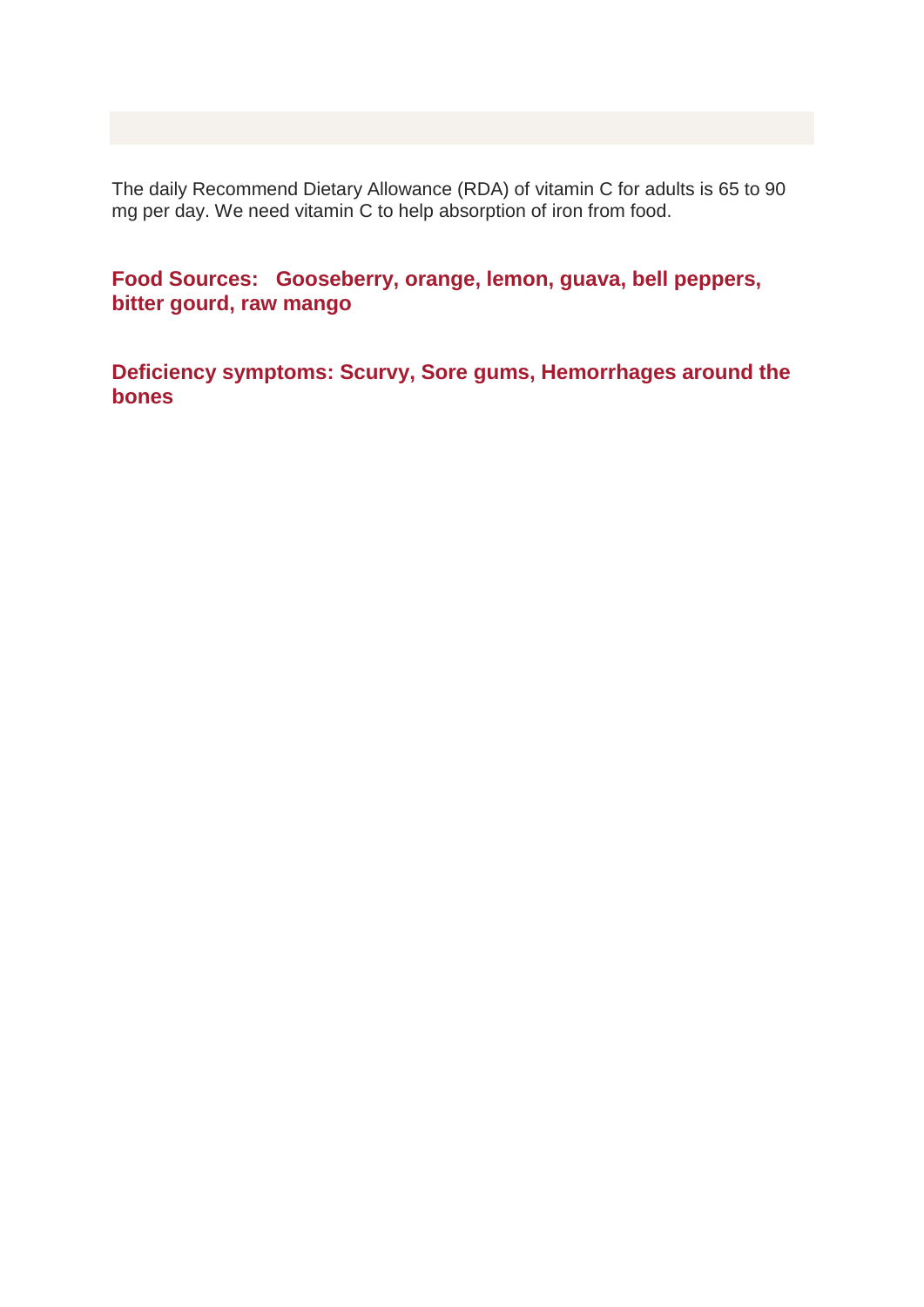The daily Recommend Dietary Allowance (RDA) of vitamin C for adults is 65 to 90 mg per day. We need vitamin C to help absorption of iron from food.

**Food Sources: Gooseberry, orange, lemon, guava, bell peppers, bitter gourd, raw mango**

**Deficiency symptoms: Scurvy, Sore gums, Hemorrhages around the bones**